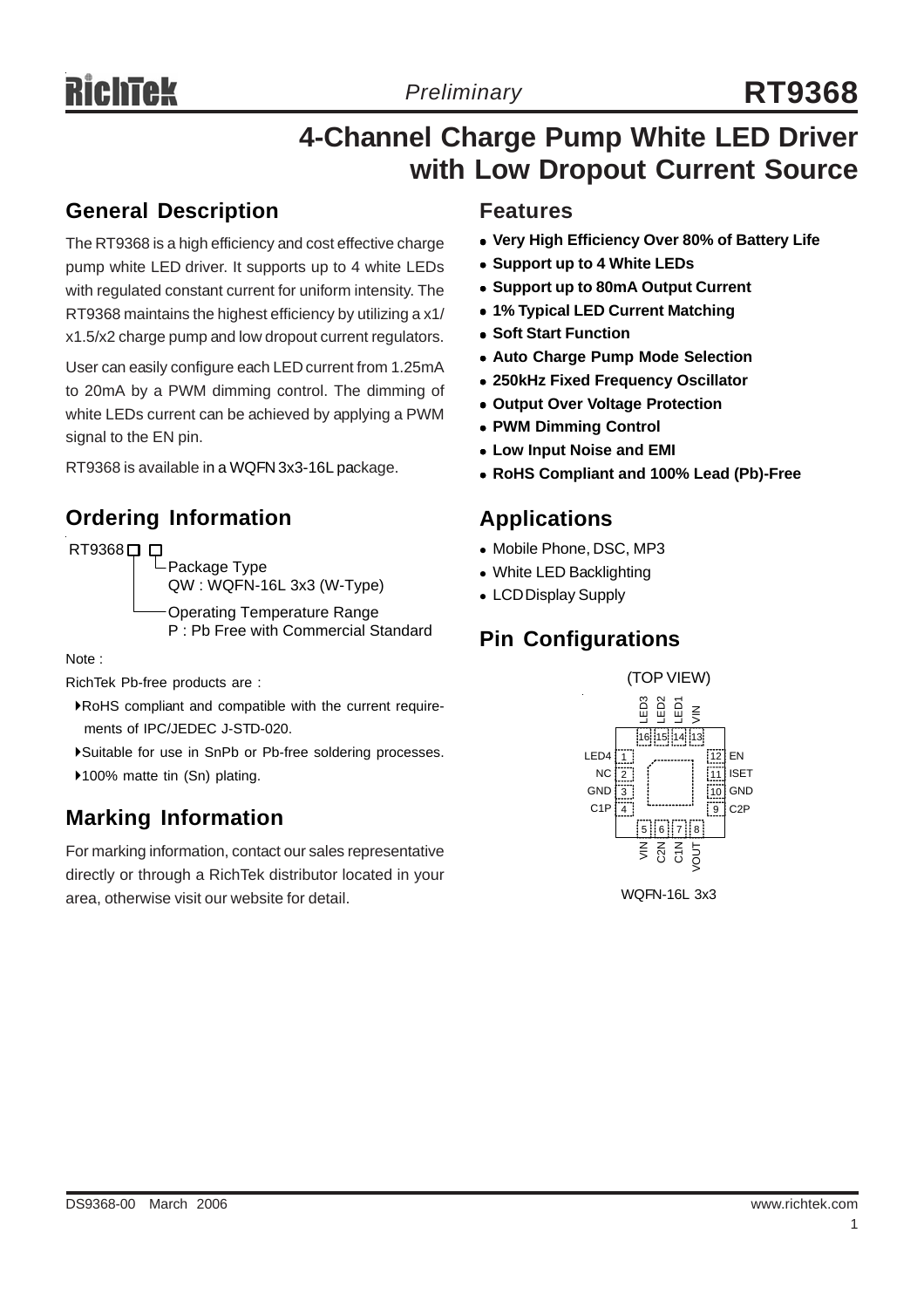# 4-Channel Charge Pump White LED Driver with Low Dropout Current Source

## General Description

The RT9368 is a high efficiency and cost effective charge pump white LED driver. It supports up to 4 white LEDs with regulated constant current for uniform intensity. The RT9368 maintains the highest efficiency by utilizing a x1/ x1.5/x2 charge pump and low dropout current regulators.

User can easily configure each LED current from 1.25mA to 20mA by a PWM dimming control. The dimming of white LEDs current can be achieved by applying a PWM signal to the EN pin.

RT9368 is available in a WQFN 3x3-16L package.

## Ordering Information

RT9368 □ □

- Package Type
  QW : WQFN-16L 3x3 (W-Type)
- Operating Temperature Range
  P : Pb Free with Commercial Standard

Note :

RichTek Pb-free products are :

- RoHS compliant and compatible with the current requirements of IPC/JEDEC J-STD-020.
- Suitable for use in SnPb or Pb-free soldering processes.
- 100% matte tin (Sn) plating.

## Marking Information

For marking information, contact our sales representative directly or through a RichTek distributor located in your area, otherwise visit our website for detail.

## Features

- **Very High Efficiency Over 80% of Battery Life**
- **Support up to 4 White LEDs**
- **Support up to 80mA Output Current**
- **1% Typical LED Current Matching**
- **Soft Start Function**
- **Auto Charge Pump Mode Selection**
- **250kHz Fixed Frequency Oscillator**
- **Output Over Voltage Protection**
- **PWM Dimming Control**
- **Low Input Noise and EMI**
- **RoHS Compliant and 100% Lead (Pb)-Free**

## Applications

- Mobile Phone, DSC, MP3
- White LED Backlighting
- LCD Display Supply

## Pin Configurations

(TOP VIEW)

LED3 LED2 LED1 VIN

16 15 14 13

LED4 1, NC 2, GND 3, C1P 4

12 EN, 11 ISET, 10 GND, 9 C2P

5 6 7 8

VIN C2N C1N VOUT

WQFN-16L 3x3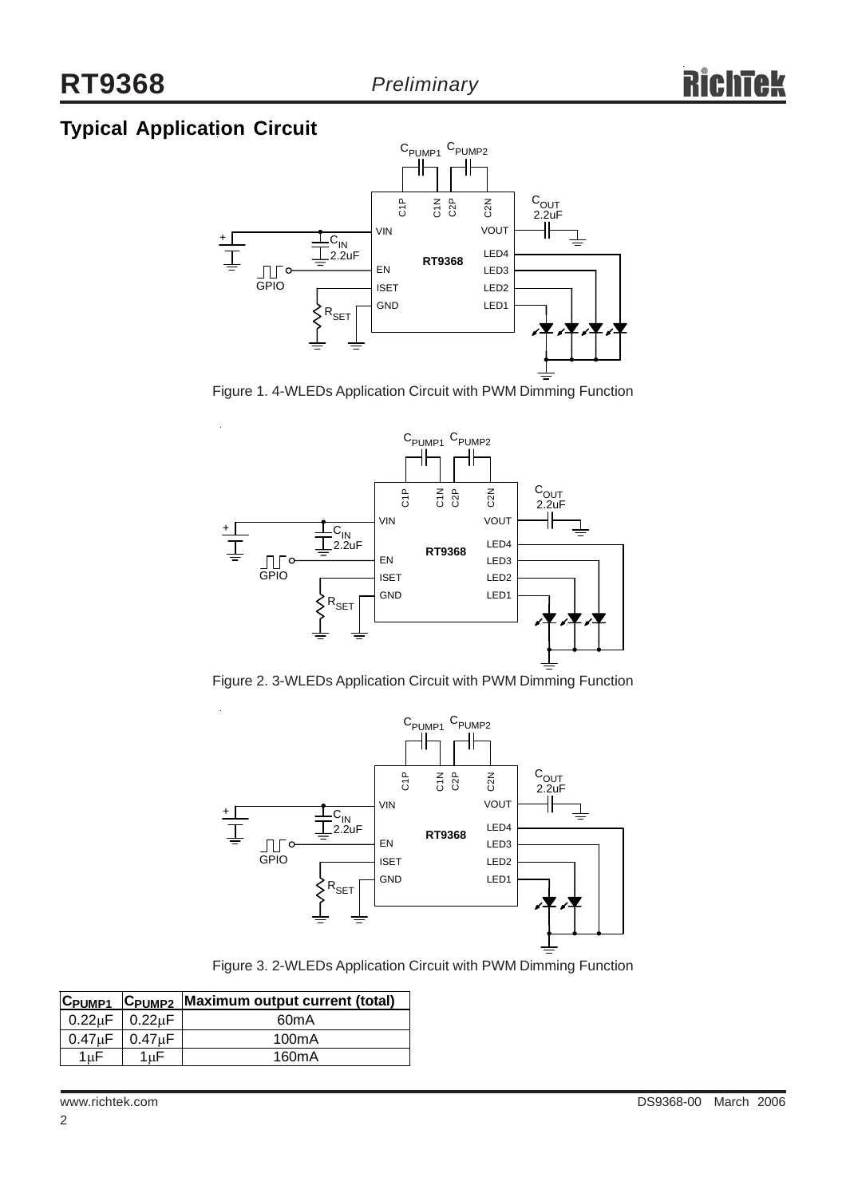## Typical Application Circuit

$C_{PUMP1}$ $C_{PUMP2}$

C1P C1N C2P C2N

$C_{OUT}$ 2.2uF

VIN VOUT

$C_{IN}$ 2.2uF

LED4

RT9368

EN LED3

GPIO

ISET LED2

GND LED1

$R_{SET}$

Figure 1. 4-WLEDs Application Circuit with PWM Dimming Function

$C_{PUMP1}$ $C_{PUMP2}$

C1P C1N C2P C2N

$C_{OUT}$ 2.2uF

VIN VOUT

$C_{IN}$ 2.2uF

LED4

RT9368

EN LED3

GPIO

ISET LED2

GND LED1

$R_{SET}$

Figure 2. 3-WLEDs Application Circuit with PWM Dimming Function

$C_{PUMP1}$ $C_{PUMP2}$

C1P C1N C2P C2N

$C_{OUT}$ 2.2uF

VIN VOUT

$C_{IN}$ 2.2uF

LED4

RT9368

EN LED3

GPIO

ISET LED2

GND LED1

$R_{SET}$

Figure 3. 2-WLEDs Application Circuit with PWM Dimming Function

| $C_{PUMP1}$ | $C_{PUMP2}$ | Maximum output current (total) |
|---|---|---|
| 0.22μF | 0.22μF | 60mA |
| 0.47μF | 0.47μF | 100mA |
| 1μF | 1μF | 160mA |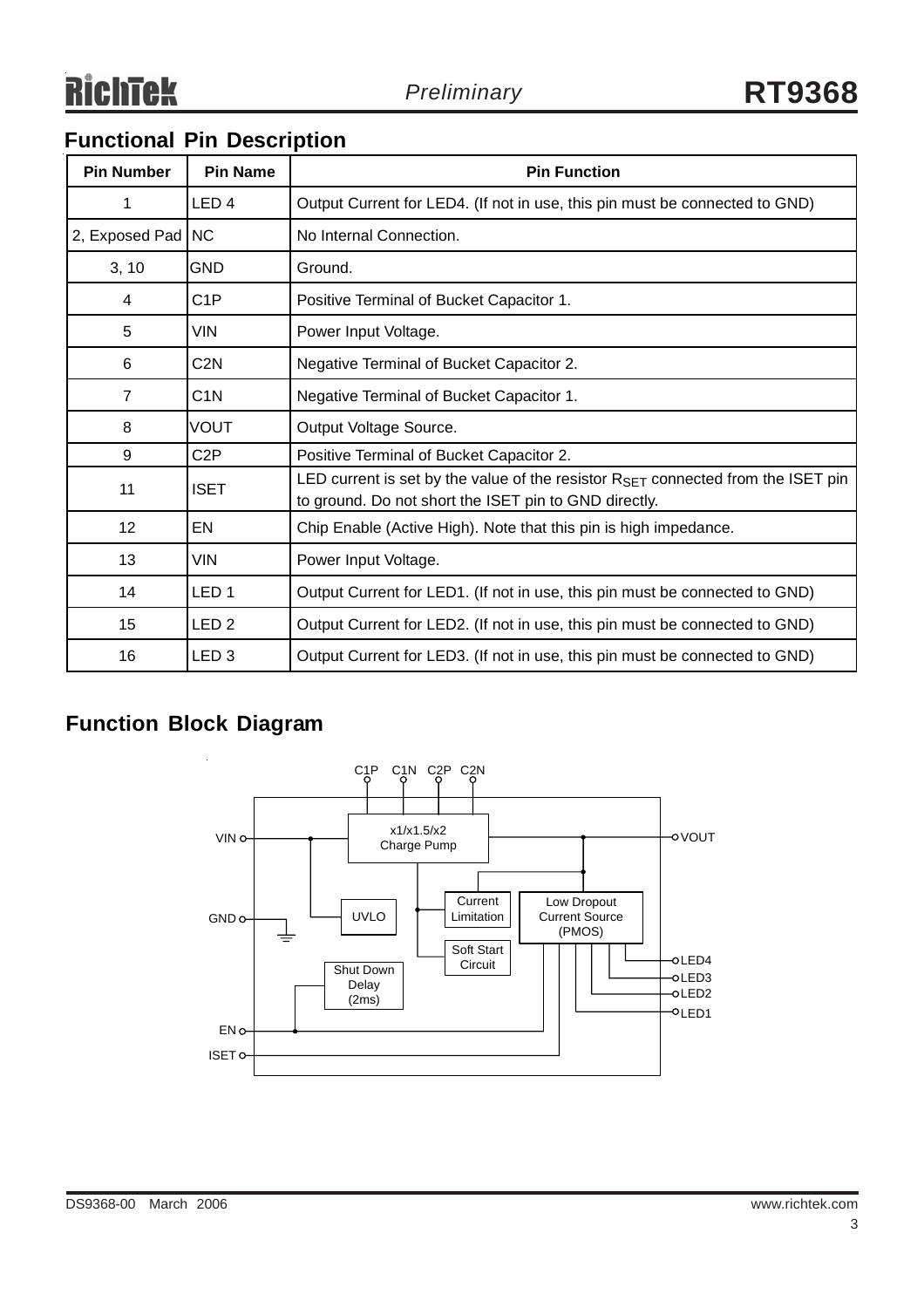## Functional Pin Description

| Pin Number | Pin Name | Pin Function |
|---|---|---|
| 1 | LED 4 | Output Current for LED4. (If not in use, this pin must be connected to GND) |
| 2, Exposed Pad | NC | No Internal Connection. |
| 3, 10 | GND | Ground. |
| 4 | C1P | Positive Terminal of Bucket Capacitor 1. |
| 5 | VIN | Power Input Voltage. |
| 6 | C2N | Negative Terminal of Bucket Capacitor 2. |
| 7 | C1N | Negative Terminal of Bucket Capacitor 1. |
| 8 | VOUT | Output Voltage Source. |
| 9 | C2P | Positive Terminal of Bucket Capacitor 2. |
| 11 | ISET | LED current is set by the value of the resistor $R_{SET}$ connected from the ISET pin to ground. Do not short the ISET pin to GND directly. |
| 12 | EN | Chip Enable (Active High). Note that this pin is high impedance. |
| 13 | VIN | Power Input Voltage. |
| 14 | LED 1 | Output Current for LED1. (If not in use, this pin must be connected to GND) |
| 15 | LED 2 | Output Current for LED2. (If not in use, this pin must be connected to GND) |
| 16 | LED 3 | Output Current for LED3. (If not in use, this pin must be connected to GND) |

## Function Block Diagram

C1P C1N C2P C2N

x1/x1.5/x2
Charge Pump

VIN

VOUT

GND

UVLO

Current Limitation

Low Dropout Current Source (PMOS)

Soft Start Circuit

Shut Down Delay (2ms)

LED4

LED3

LED2

LED1

EN

ISET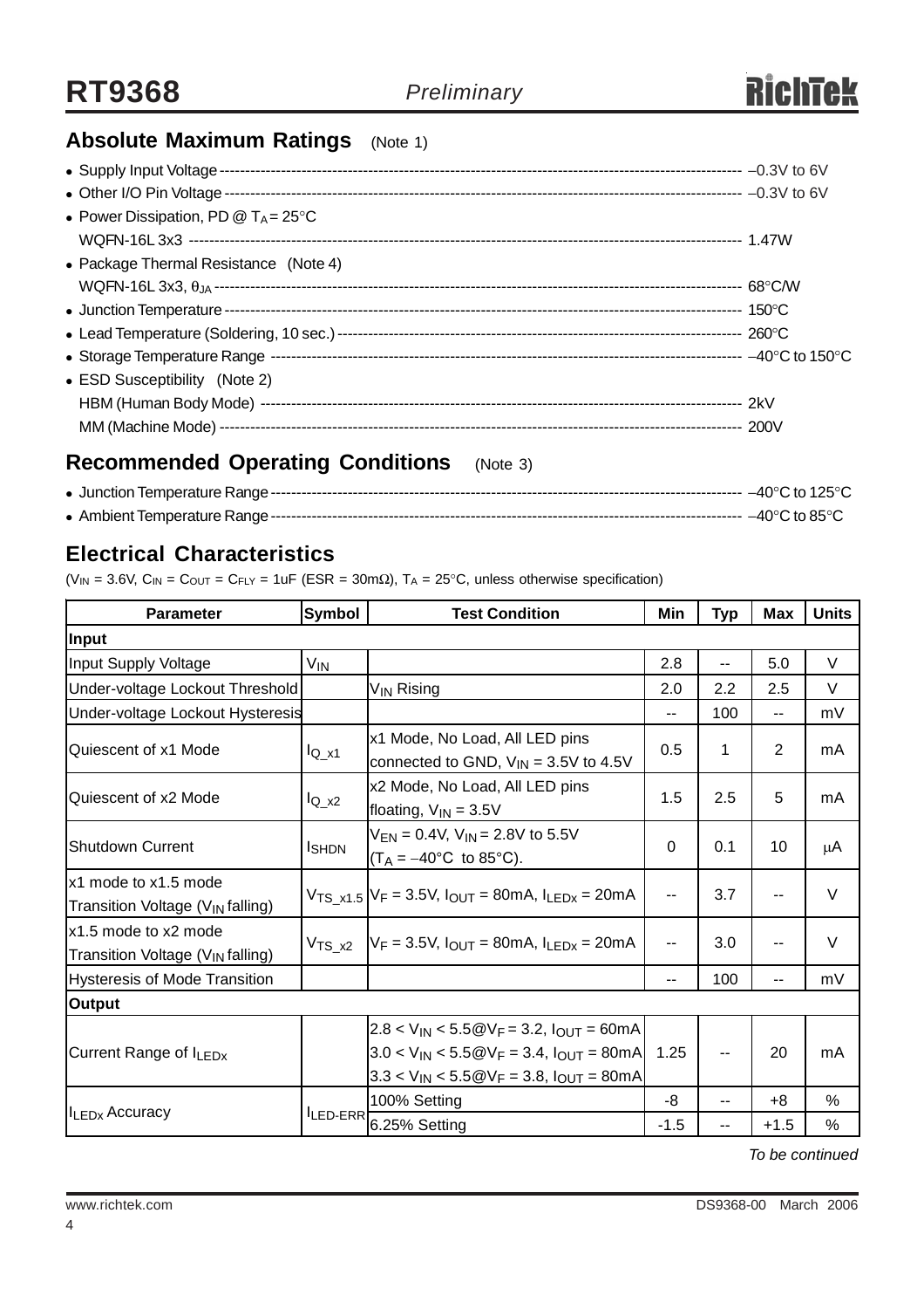## Absolute Maximum Ratings (Note 1)

- Supply Input Voltage ---------- –0.3V to 6V
- Other I/O Pin Voltage ---------- –0.3V to 6V
- Power Dissipation, PD @ $T_A$ = 25°C
  WQFN-16L 3x3 ---------- 1.47W
- Package Thermal Resistance (Note 4)
  WQFN-16L 3x3, $\theta_{JA}$ ---------- 68°C/W
- Junction Temperature ---------- 150°C
- Lead Temperature (Soldering, 10 sec.) ---------- 260°C
- Storage Temperature Range ---------- –40°C to 150°C
- ESD Susceptibility (Note 2)
  HBM (Human Body Mode) ---------- 2kV
  MM (Machine Mode) ---------- 200V

## Recommended Operating Conditions (Note 3)

- Junction Temperature Range ---------- –40°C to 125°C
- Ambient Temperature Range ---------- –40°C to 85°C

## Electrical Characteristics

($V_{IN}$ = 3.6V, $C_{IN}$ = $C_{OUT}$ = $C_{FLY}$ = 1uF (ESR = 30mΩ), $T_A$ = 25°C, unless otherwise specification)

| Parameter | Symbol | Test Condition | Min | Typ | Max | Units |
|---|---|---|---|---|---|---|
| **Input** | | | | | | |
| Input Supply Voltage | $V_{IN}$ | | 2.8 | -- | 5.0 | V |
| Under-voltage Lockout Threshold | | $V_{IN}$ Rising | 2.0 | 2.2 | 2.5 | V |
| Under-voltage Lockout Hysteresis | | | -- | 100 | -- | mV |
| Quiescent of x1 Mode | $I_{Q\_x1}$ | x1 Mode, No Load, All LED pins connected to GND, $V_{IN}$ = 3.5V to 4.5V | 0.5 | 1 | 2 | mA |
| Quiescent of x2 Mode | $I_{Q\_x2}$ | x2 Mode, No Load, All LED pins floating, $V_{IN}$ = 3.5V | 1.5 | 2.5 | 5 | mA |
| Shutdown Current | $I_{SHDN}$ | $V_{EN}$ = 0.4V, $V_{IN}$ = 2.8V to 5.5V ($T_A$ = –40°C to 85°C). | 0 | 0.1 | 10 | μA |
| x1 mode to x1.5 mode Transition Voltage ($V_{IN}$ falling) | $V_{TS\_x1.5}$ | $V_F$ = 3.5V, $I_{OUT}$ = 80mA, $I_{LEDx}$ = 20mA | -- | 3.7 | -- | V |
| x1.5 mode to x2 mode Transition Voltage ($V_{IN}$ falling) | $V_{TS\_x2}$ | $V_F$ = 3.5V, $I_{OUT}$ = 80mA, $I_{LEDx}$ = 20mA | -- | 3.0 | -- | V |
| Hysteresis of Mode Transition | | | -- | 100 | -- | mV |
| **Output** | | | | | | |
| Current Range of $I_{LEDx}$ | | $2.8 < V_{IN} < 5.5$@$V_F$ = 3.2, $I_{OUT}$ = 60mA<br>$3.0 < V_{IN} < 5.5$@$V_F$ = 3.4, $I_{OUT}$ = 80mA<br>$3.3 < V_{IN} < 5.5$@$V_F$ = 3.8, $I_{OUT}$ = 80mA | 1.25 | -- | 20 | mA |
| $I_{LEDx}$ Accuracy | $I_{LED\text{-}ERR}$ | 100% Setting | -8 | -- | +8 | % |
| | | 6.25% Setting | -1.5 | -- | +1.5 | % |

*To be continued*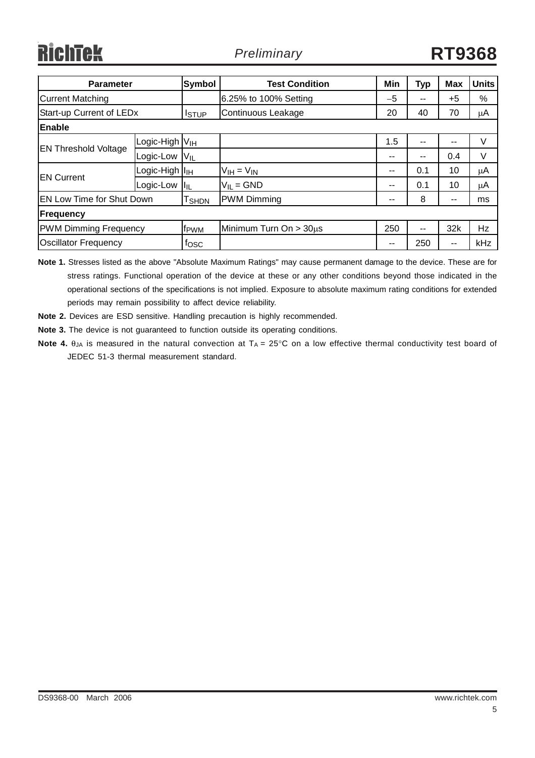| Parameter | | Symbol | Test Condition | Min | Typ | Max | Units |
|---|---|---|---|---|---|---|---|
| Current Matching | | | 6.25% to 100% Setting | −5 | -- | +5 | % |
| Start-up Current of LEDx | | $I_{STUP}$ | Continuous Leakage | 20 | 40 | 70 | μA |
| **Enable** | | | | | | | |
| EN Threshold Voltage | Logic-High | $V_{IH}$ | | 1.5 | -- | -- | V |
| | Logic-Low | $V_{IL}$ | | -- | -- | 0.4 | V |
| EN Current | Logic-High | $I_{IH}$ | $V_{IH} = V_{IN}$ | -- | 0.1 | 10 | μA |
| | Logic-Low | $I_{IL}$ | $V_{IL}$ = GND | -- | 0.1 | 10 | μA |
| EN Low Time for Shut Down | | $T_{SHDN}$ | PWM Dimming | -- | 8 | -- | ms |
| **Frequency** | | | | | | | |
| PWM Dimming Frequency | | $f_{PWM}$ | Minimum Turn On > 30μs | 250 | -- | 32k | Hz |
| Oscillator Frequency | | $f_{OSC}$ | | -- | 250 | -- | kHz |

**Note 1.** Stresses listed as the above "Absolute Maximum Ratings" may cause permanent damage to the device. These are for stress ratings. Functional operation of the device at these or any other conditions beyond those indicated in the operational sections of the specifications is not implied. Exposure to absolute maximum rating conditions for extended periods may remain possibility to affect device reliability.

**Note 2.** Devices are ESD sensitive. Handling precaution is highly recommended.

**Note 3.** The device is not guaranteed to function outside its operating conditions.

**Note 4.** $\theta_{JA}$ is measured in the natural convection at $T_A$ = 25°C on a low effective thermal conductivity test board of JEDEC 51-3 thermal measurement standard.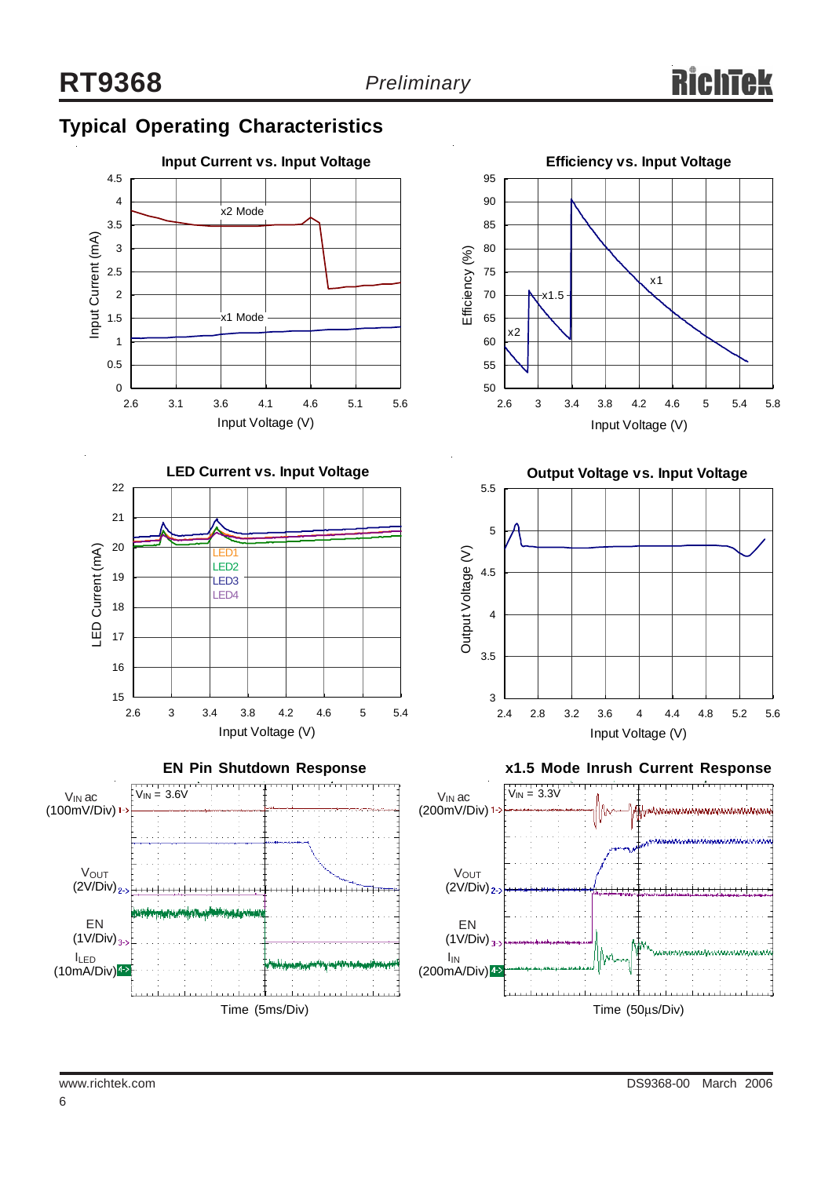## Typical Operating Characteristics

**Input Current vs. Input Voltage**

Input Current (mA)

4.5
4
3.5
3
2.5
2
1.5
1
0.5
0

x2 Mode
x1 Mode

2.6 3.1 3.6 4.1 4.6 5.1 5.6

Input Voltage (V)

**Efficiency vs. Input Voltage**

Efficiency (%)

95
90
85
80
75
70
65
60
55
50

x2
x1.5
x1

2.6 3 3.4 3.8 4.2 4.6 5 5.4 5.8

Input Voltage (V)

**LED Current vs. Input Voltage**

LED Current (mA)

22
21
20
19
18
17
16
15

LED1
LED2
LED3
LED4

2.6 3 3.4 3.8 4.2 4.6 5 5.4

Input Voltage (V)

**Output Voltage vs. Input Voltage**

Output Voltage (V)

5.5
5
4.5
4
3.5
3

2.4 2.8 3.2 3.6 4 4.4 4.8 5.2 5.6

Input Voltage (V)

**EN Pin Shutdown Response**

$V_{IN}$ = 3.6V

$V_{IN}$ ac (100mV/Div)

$V_{OUT}$ (2V/Div)

EN (1V/Div)

$I_{LED}$ (10mA/Div)

Time (5ms/Div)

**x1.5 Mode Inrush Current Response**

$V_{IN}$ = 3.3V

$V_{IN}$ ac (200mV/Div)

$V_{OUT}$ (2V/Div)

EN (1V/Div)

$I_{IN}$ (200mA/Div)

Time (50μs/Div)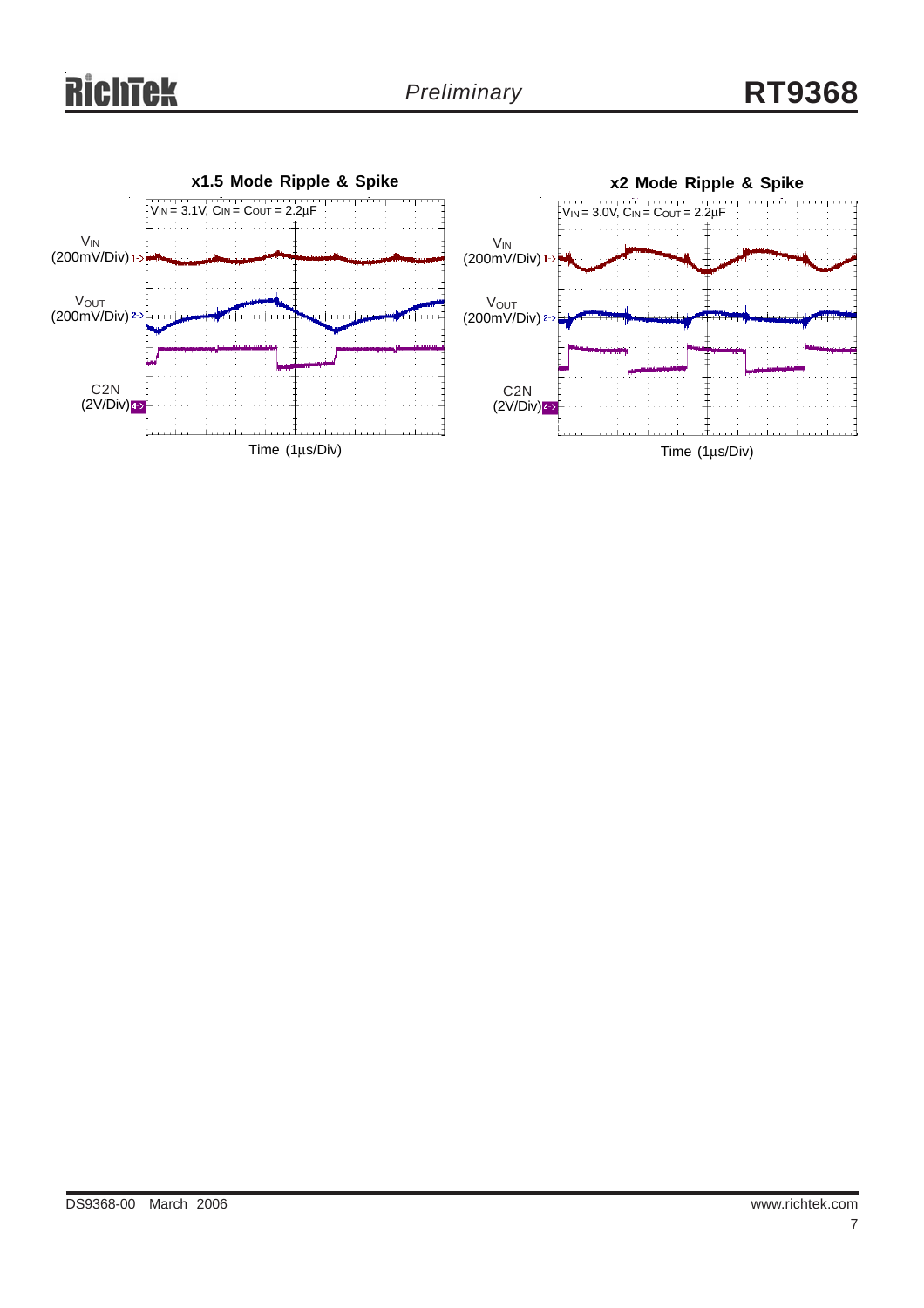x1.5 Mode Ripple & Spike

$V_{IN}$ = 3.1V, $C_{IN}$ = $C_{OUT}$ = 2.2μF

$V_{IN}$ (200mV/Div)

$V_{OUT}$ (200mV/Div)

C2N (2V/Div)

Time (1μs/Div)

x2 Mode Ripple & Spike

$V_{IN}$ = 3.0V, $C_{IN}$ = $C_{OUT}$ = 2.2μF

$V_{IN}$ (200mV/Div)

$V_{OUT}$ (200mV/Div)

C2N (2V/Div)

Time (1μs/Div)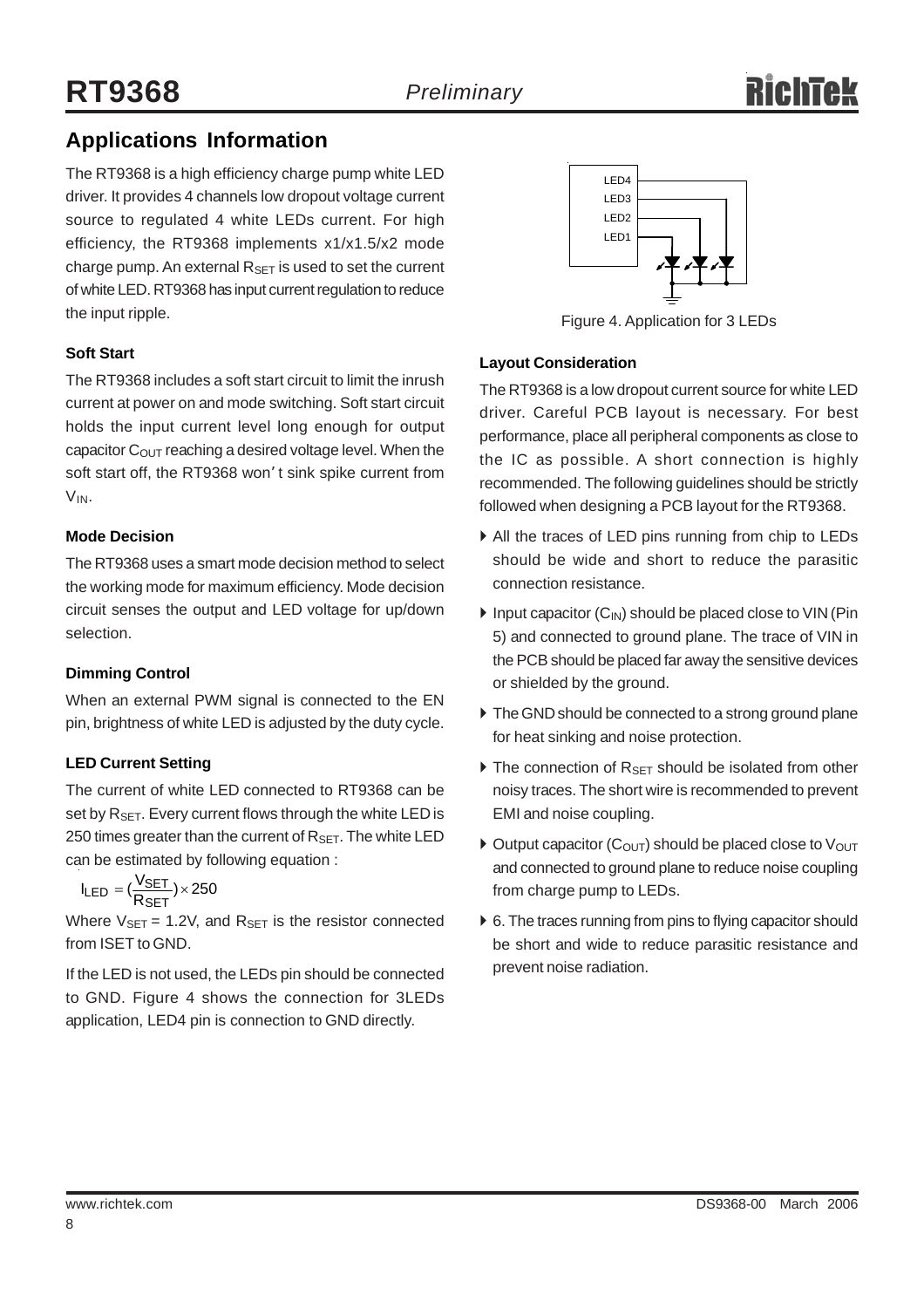## Applications Information

The RT9368 is a high efficiency charge pump white LED driver. It provides 4 channels low dropout voltage current source to regulated 4 white LEDs current. For high efficiency, the RT9368 implements x1/x1.5/x2 mode charge pump. An external $R_{SET}$ is used to set the current of white LED. RT9368 has input current regulation to reduce the input ripple.

### Soft Start

The RT9368 includes a soft start circuit to limit the inrush current at power on and mode switching. Soft start circuit holds the input current level long enough for output capacitor $C_{OUT}$ reaching a desired voltage level. When the soft start off, the RT9368 won't sink spike current from $V_{IN}$.

### Mode Decision

The RT9368 uses a smart mode decision method to select the working mode for maximum efficiency. Mode decision circuit senses the output and LED voltage for up/down selection.

### Dimming Control

When an external PWM signal is connected to the EN pin, brightness of white LED is adjusted by the duty cycle.

### LED Current Setting

The current of white LED connected to RT9368 can be set by $R_{SET}$. Every current flows through the white LED is 250 times greater than the current of $R_{SET}$. The white LED can be estimated by following equation :

$$I_{LED} = \left(\frac{V_{SET}}{R_{SET}}\right) \times 250$$

Where $V_{SET}$ = 1.2V, and $R_{SET}$ is the resistor connected from ISET to GND.

If the LED is not used, the LEDs pin should be connected to GND. Figure 4 shows the connection for 3LEDs application, LED4 pin is connection to GND directly.

LED4
LED3
LED2
LED1

Figure 4. Application for 3 LEDs

### Layout Consideration

The RT9368 is a low dropout current source for white LED driver. Careful PCB layout is necessary. For best performance, place all peripheral components as close to the IC as possible. A short connection is highly recommended. The following guidelines should be strictly followed when designing a PCB layout for the RT9368.

- All the traces of LED pins running from chip to LEDs should be wide and short to reduce the parasitic connection resistance.
- Input capacitor ($C_{IN}$) should be placed close to VIN (Pin 5) and connected to ground plane. The trace of VIN in the PCB should be placed far away the sensitive devices or shielded by the ground.
- The GND should be connected to a strong ground plane for heat sinking and noise protection.
- The connection of $R_{SET}$ should be isolated from other noisy traces. The short wire is recommended to prevent EMI and noise coupling.
- Output capacitor ($C_{OUT}$) should be placed close to $V_{OUT}$ and connected to ground plane to reduce noise coupling from charge pump to LEDs.
- 6. The traces running from pins to flying capacitor should be short and wide to reduce parasitic resistance and prevent noise radiation.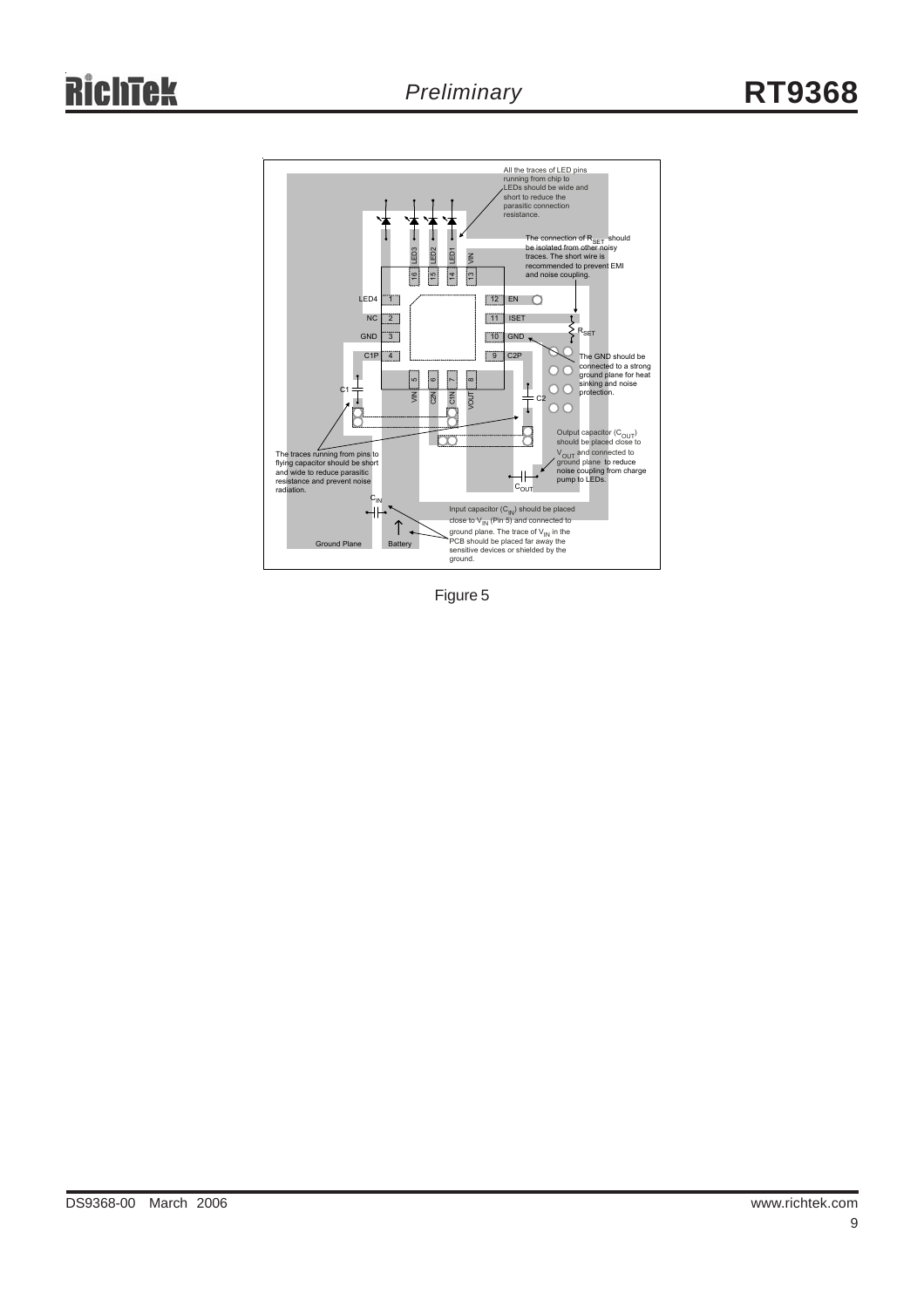All the traces of LED pins running from chip to LEDs should be wide and short to reduce the parasitic connection resistance.

The connection of $R_{SET}$ should be isolated from other noisy traces. The short wire is recommended to prevent EMI and noise coupling.

LED3 LED2 LED1 VIN

16 15 14 13

LED4 1

NC 2

GND 3

C1P 4

12 EN

11 ISET

10 GND

9 C2P

$R_{SET}$

5 6 7 8

VIN C2N C1N VOUT

C1

C2

The GND should be connected to a strong ground plane for heat sinking and noise protection.

Output capacitor ($C_{OUT}$) should be placed close to $V_{OUT}$ and connected to ground plane to reduce noise coupling from charge pump to LEDs.

The traces running from pins to flying capacitor should be short and wide to reduce parasitic resistance and prevent noise radiation.

$C_{OUT}$

$C_{IN}$

Input capacitor ($C_{IN}$) should be placed close to $V_{IN}$ (Pin 5) and connected to ground plane. The trace of $V_{IN}$ in the PCB should be placed far away the sensitive devices or shielded by the ground.

Ground Plane

Battery

Figure 5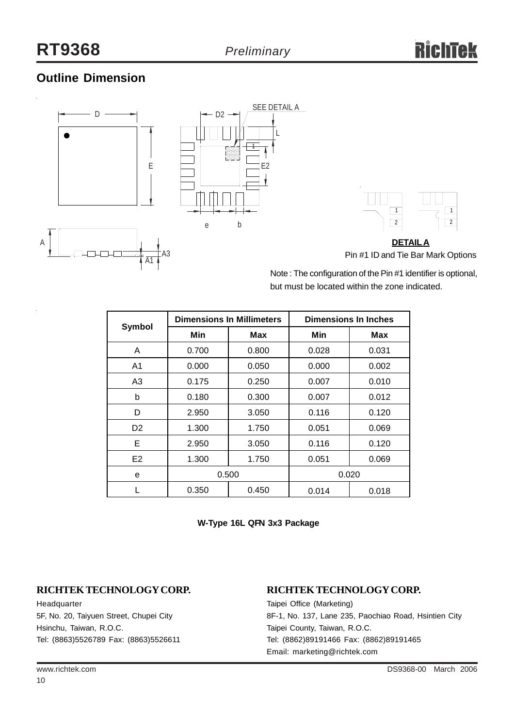## Outline Dimension

SEE DETAIL A

DETAIL A

Pin #1 ID and Tie Bar Mark Options

Note : The configuration of the Pin #1 identifier is optional, but must be located within the zone indicated.

| Symbol | Dimensions In Millimeters | | Dimensions In Inches | |
|---|---|---|---|---|
| | Min | Max | Min | Max |
| A | 0.700 | 0.800 | 0.028 | 0.031 |
| A1 | 0.000 | 0.050 | 0.000 | 0.002 |
| A3 | 0.175 | 0.250 | 0.007 | 0.010 |
| b | 0.180 | 0.300 | 0.007 | 0.012 |
| D | 2.950 | 3.050 | 0.116 | 0.120 |
| D2 | 1.300 | 1.750 | 0.051 | 0.069 |
| E | 2.950 | 3.050 | 0.116 | 0.120 |
| E2 | 1.300 | 1.750 | 0.051 | 0.069 |
| e | 0.500 | | 0.020 | |
| L | 0.350 | 0.450 | 0.014 | 0.018 |

**W-Type 16L QFN 3x3 Package**

**RICHTEK TECHNOLOGY CORP.**

Headquarter
5F, No. 20, Taiyuen Street, Chupei City
Hsinchu, Taiwan, R.O.C.
Tel: (8863)5526789 Fax: (8863)5526611

**RICHTEK TECHNOLOGY CORP.**

Taipei Office (Marketing)
8F-1, No. 137, Lane 235, Paochiao Road, Hsintien City
Taipei County, Taiwan, R.O.C.
Tel: (8862)89191466 Fax: (8862)89191465
Email: marketing@richtek.com